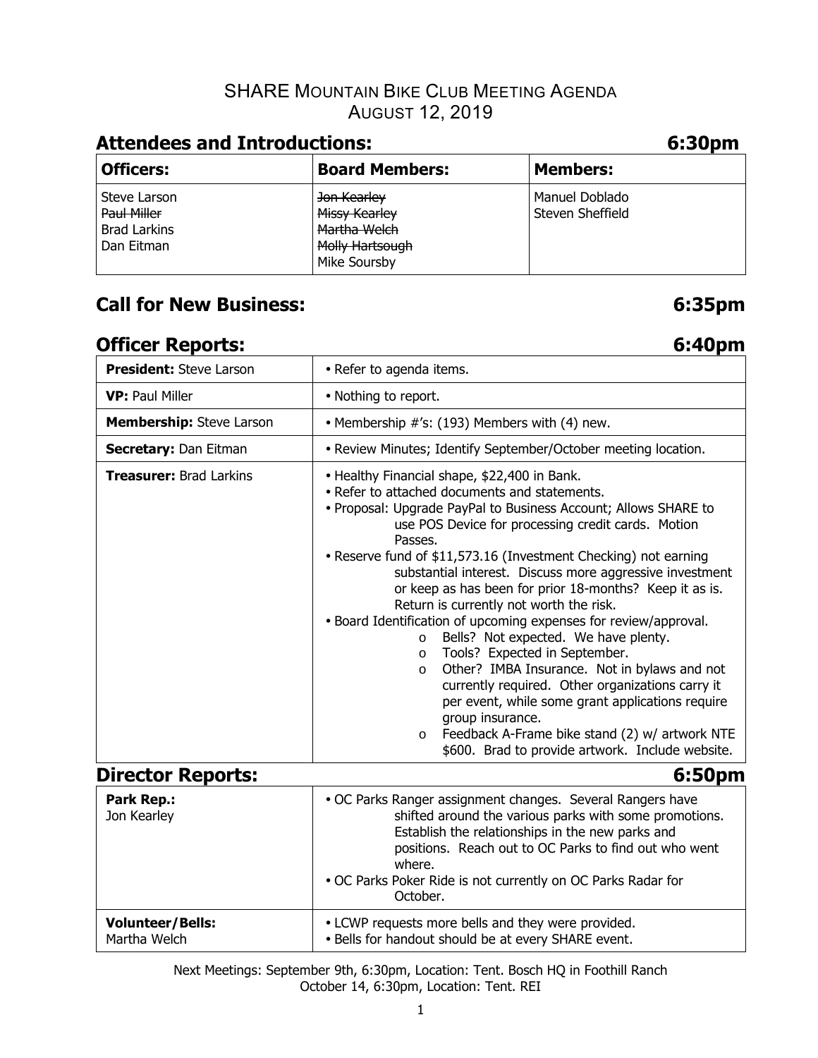# SHARE Mountain Bike Club Meeting Agenda
## August 12, 2019

## Attendees and Introductions: 6:30pm

| Officers: | Board Members: | Members: |
|---|---|---|
| Steve Larson<br>~~Paul Miller~~<br>Brad Larkins<br>Dan Eitman | ~~Jon Kearley~~<br>~~Missy Kearley~~<br>~~Martha Welch~~<br>~~Molly Hartsough~~<br>Mike Soursby | Manuel Doblado<br>Steven Sheffield |

## Call for New Business: 6:35pm

## Officer Reports: 6:40pm

| | |
|---|---|
| **President:** Steve Larson | • Refer to agenda items. |
| **VP:** Paul Miller | • Nothing to report. |
| **Membership:** Steve Larson | • Membership #'s: (193) Members with (4) new. |
| **Secretary:** Dan Eitman | • Review Minutes; Identify September/October meeting location. |
| **Treasurer:** Brad Larkins | • Healthy Financial shape, $22,400 in Bank.<br>• Refer to attached documents and statements.<br>• Proposal: Upgrade PayPal to Business Account; Allows SHARE to use POS Device for processing credit cards. Motion Passes.<br>• Reserve fund of $11,573.16 (Investment Checking) not earning substantial interest. Discuss more aggressive investment or keep as has been for prior 18-months? Keep it as is. Return is currently not worth the risk.<br>• Board Identification of upcoming expenses for review/approval.<br>o Bells? Not expected. We have plenty.<br>o Tools? Expected in September.<br>o Other? IMBA Insurance. Not in bylaws and not currently required. Other organizations carry it per event, while some grant applications require group insurance.<br>o Feedback A-Frame bike stand (2) w/ artwork NTE $600. Brad to provide artwork. Include website. |

## Director Reports: 6:50pm

| | |
|---|---|
| **Park Rep.:** Jon Kearley | • OC Parks Ranger assignment changes. Several Rangers have shifted around the various parks with some promotions. Establish the relationships in the new parks and positions. Reach out to OC Parks to find out who went where.<br>• OC Parks Poker Ride is not currently on OC Parks Radar for October. |
| **Volunteer/Bells:** Martha Welch | • LCWP requests more bells and they were provided.<br>• Bells for handout should be at every SHARE event. |

Next Meetings: September 9th, 6:30pm, Location: Tent. Bosch HQ in Foothill Ranch
October 14, 6:30pm, Location: Tent. REI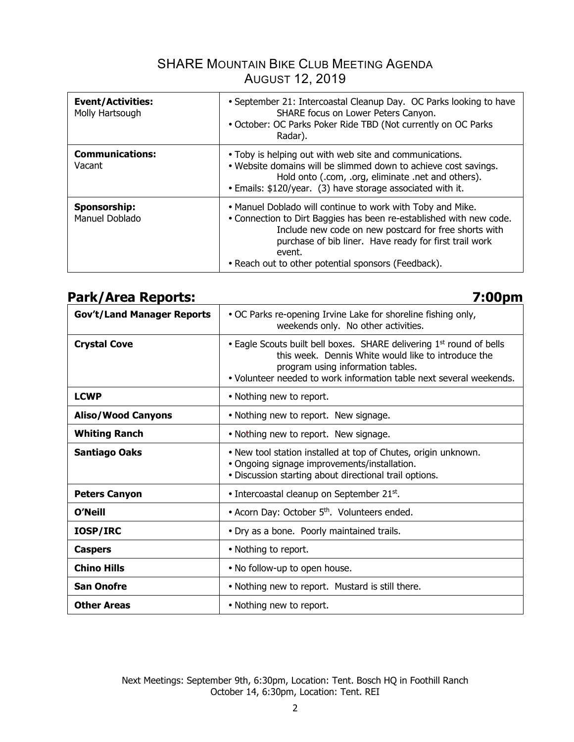# SHARE Mountain Bike Club Meeting Agenda
## August 12, 2019

| | |
|---|---|
| **Event/Activities:** Molly Hartsough | • September 21: Intercoastal Cleanup Day. OC Parks looking to have SHARE focus on Lower Peters Canyon.<br>• October: OC Parks Poker Ride TBD (Not currently on OC Parks Radar). |
| **Communications:** Vacant | • Toby is helping out with web site and communications.<br>• Website domains will be slimmed down to achieve cost savings. Hold onto (.com, .org, eliminate .net and others).<br>• Emails: $120/year. (3) have storage associated with it. |
| **Sponsorship:** Manuel Doblado | • Manuel Doblado will continue to work with Toby and Mike.<br>• Connection to Dirt Baggies has been re-established with new code. Include new code on new postcard for free shorts with purchase of bib liner. Have ready for first trail work event.<br>• Reach out to other potential sponsors (Feedback). |

## Park/Area Reports: 7:00pm

| | |
|---|---|
| **Gov't/Land Manager Reports** | • OC Parks re-opening Irvine Lake for shoreline fishing only, weekends only. No other activities. |
| **Crystal Cove** | • Eagle Scouts built bell boxes. SHARE delivering 1st round of bells this week. Dennis White would like to introduce the program using information tables.<br>• Volunteer needed to work information table next several weekends. |
| **LCWP** | • Nothing new to report. |
| **Aliso/Wood Canyons** | • Nothing new to report. New signage. |
| **Whiting Ranch** | • Nothing new to report. New signage. |
| **Santiago Oaks** | • New tool station installed at top of Chutes, origin unknown.<br>• Ongoing signage improvements/installation.<br>• Discussion starting about directional trail options. |
| **Peters Canyon** | • Intercoastal cleanup on September 21st. |
| **O'Neill** | • Acorn Day: October 5th. Volunteers ended. |
| **IOSP/IRC** | • Dry as a bone. Poorly maintained trails. |
| **Caspers** | • Nothing to report. |
| **Chino Hills** | • No follow-up to open house. |
| **San Onofre** | • Nothing new to report. Mustard is still there. |
| **Other Areas** | • Nothing new to report. |

Next Meetings: September 9th, 6:30pm, Location: Tent. Bosch HQ in Foothill Ranch
October 14, 6:30pm, Location: Tent. REI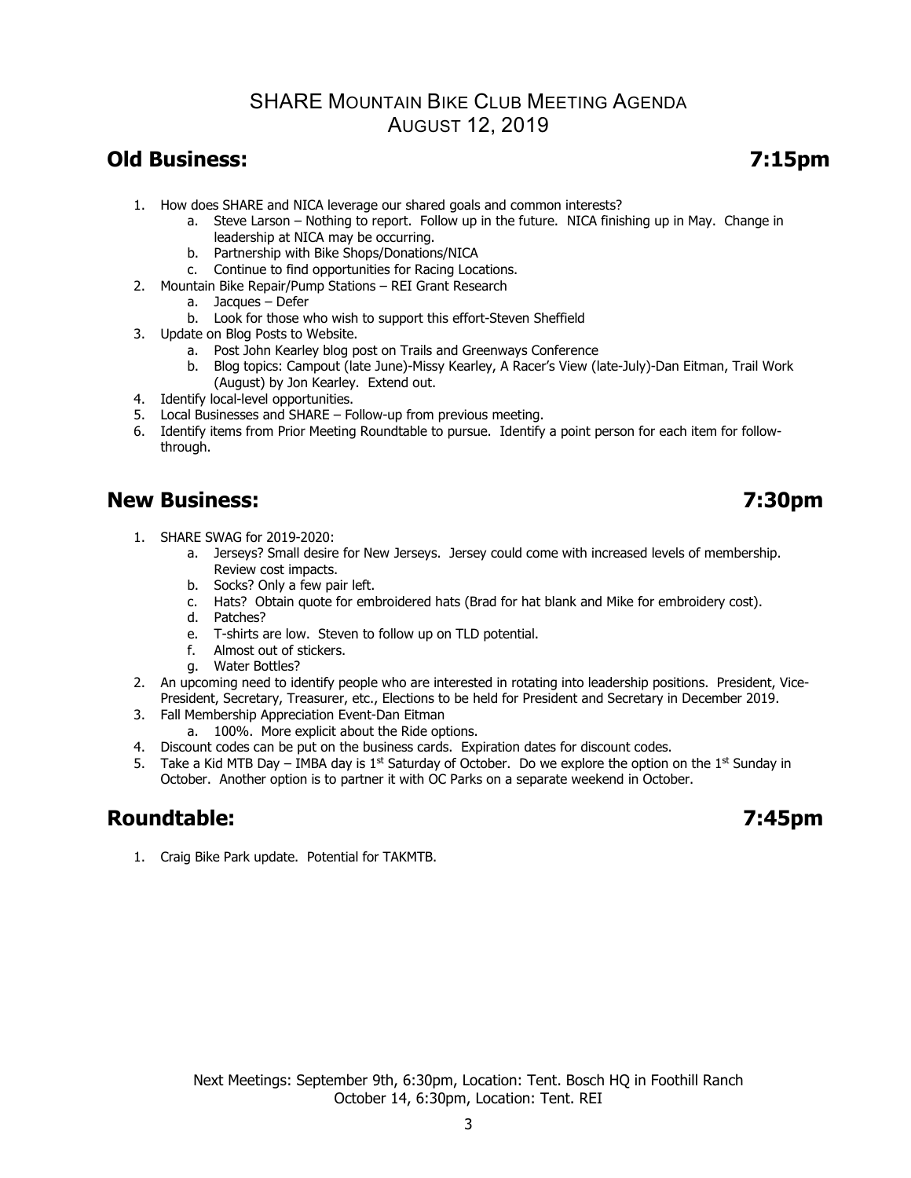# SHARE Mountain Bike Club Meeting Agenda
## August 12, 2019

## Old Business: 7:15pm

1. How does SHARE and NICA leverage our shared goals and common interests?
   a. Steve Larson – Nothing to report. Follow up in the future. NICA finishing up in May. Change in leadership at NICA may be occurring.
   b. Partnership with Bike Shops/Donations/NICA
   c. Continue to find opportunities for Racing Locations.
2. Mountain Bike Repair/Pump Stations – REI Grant Research
   a. Jacques – Defer
   b. Look for those who wish to support this effort-Steven Sheffield
3. Update on Blog Posts to Website.
   a. Post John Kearley blog post on Trails and Greenways Conference
   b. Blog topics: Campout (late June)-Missy Kearley, A Racer's View (late-July)-Dan Eitman, Trail Work (August) by Jon Kearley. Extend out.
4. Identify local-level opportunities.
5. Local Businesses and SHARE – Follow-up from previous meeting.
6. Identify items from Prior Meeting Roundtable to pursue. Identify a point person for each item for follow-through.

## New Business: 7:30pm

1. SHARE SWAG for 2019-2020:
   a. Jerseys? Small desire for New Jerseys. Jersey could come with increased levels of membership. Review cost impacts.
   b. Socks? Only a few pair left.
   c. Hats? Obtain quote for embroidered hats (Brad for hat blank and Mike for embroidery cost).
   d. Patches?
   e. T-shirts are low. Steven to follow up on TLD potential.
   f. Almost out of stickers.
   g. Water Bottles?
2. An upcoming need to identify people who are interested in rotating into leadership positions. President, Vice-President, Secretary, Treasurer, etc., Elections to be held for President and Secretary in December 2019.
3. Fall Membership Appreciation Event-Dan Eitman
   a. 100%. More explicit about the Ride options.
4. Discount codes can be put on the business cards. Expiration dates for discount codes.
5. Take a Kid MTB Day – IMBA day is 1st Saturday of October. Do we explore the option on the 1st Sunday in October. Another option is to partner it with OC Parks on a separate weekend in October.

## Roundtable: 7:45pm

1. Craig Bike Park update. Potential for TAKMTB.

Next Meetings: September 9th, 6:30pm, Location: Tent. Bosch HQ in Foothill Ranch
October 14, 6:30pm, Location: Tent. REI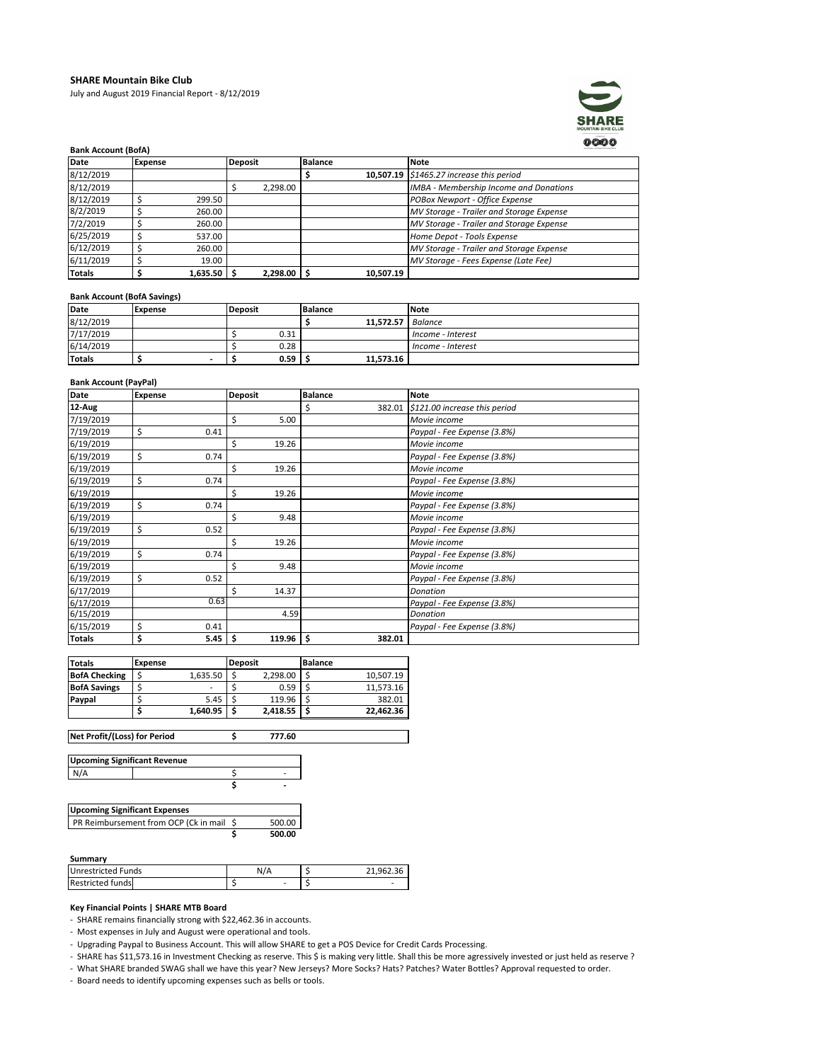**SHARE Mountain Bike Club**

July and August 2019 Financial Report - 8/12/2019

**Bank Account (BofA)**

| Date | Expense | Deposit | Balance | Note |
|---|---|---|---|---|
| 8/12/2019 | | | $ 10,507.19 | *$1465.27 increase this period* |
| 8/12/2019 | | $ 2,298.00 | | *IMBA - Membership Income and Donations* |
| 8/12/2019 | $ 299.50 | | | *POBox Newport - Office Expense* |
| 8/2/2019 | $ 260.00 | | | *MV Storage - Trailer and Storage Expense* |
| 7/2/2019 | $ 260.00 | | | *MV Storage - Trailer and Storage Expense* |
| 6/25/2019 | $ 537.00 | | | *Home Depot - Tools Expense* |
| 6/12/2019 | $ 260.00 | | | *MV Storage - Trailer and Storage Expense* |
| 6/11/2019 | $ 19.00 | | | *MV Storage - Fees Expense (Late Fee)* |
| **Totals** | **$ 1,635.50** | **$ 2,298.00** | **$ 10,507.19** | |

**Bank Account (BofA Savings)**

| Date | Expense | Deposit | Balance | Note |
|---|---|---|---|---|
| 8/12/2019 | | | $ 11,572.57 | *Balance* |
| 7/17/2019 | | $ 0.31 | | *Income - Interest* |
| 6/14/2019 | | $ 0.28 | | *Income - Interest* |
| **Totals** | **$ -** | **$ 0.59** | **$ 11,573.16** | |

**Bank Account (PayPal)**

| Date | Expense | Deposit | Balance | Note |
|---|---|---|---|---|
| **12-Aug** | | | $ 382.01 | *$121.00 increase this period* |
| 7/19/2019 | | $ 5.00 | | *Movie income* |
| 7/19/2019 | $ 0.41 | | | *Paypal - Fee Expense (3.8%)* |
| 6/19/2019 | | $ 19.26 | | *Movie income* |
| 6/19/2019 | $ 0.74 | | | *Paypal - Fee Expense (3.8%)* |
| 6/19/2019 | | $ 19.26 | | *Movie income* |
| 6/19/2019 | $ 0.74 | | | *Paypal - Fee Expense (3.8%)* |
| 6/19/2019 | | $ 19.26 | | *Movie income* |
| 6/19/2019 | $ 0.74 | | | *Paypal - Fee Expense (3.8%)* |
| 6/19/2019 | | $ 9.48 | | *Movie income* |
| 6/19/2019 | $ 0.52 | | | *Paypal - Fee Expense (3.8%)* |
| 6/19/2019 | | $ 19.26 | | *Movie income* |
| 6/19/2019 | $ 0.74 | | | *Paypal - Fee Expense (3.8%)* |
| 6/19/2019 | | $ 9.48 | | *Movie income* |
| 6/19/2019 | $ 0.52 | | | *Paypal - Fee Expense (3.8%)* |
| 6/17/2019 | | $ 14.37 | | *Donation* |
| 6/17/2019 | 0.63 | | | *Paypal - Fee Expense (3.8%)* |
| 6/15/2019 | | 4.59 | | *Donation* |
| 6/15/2019 | $ 0.41 | | | *Paypal - Fee Expense (3.8%)* |
| **Totals** | **$ 5.45** | **$ 119.96** | **$ 382.01** | |

| Totals | Expense | Deposit | Balance |
|---|---|---|---|
| **BofA Checking** | $ 1,635.50 | $ 2,298.00 | $ 10,507.19 |
| **BofA Savings** | $ - | $ 0.59 | $ 11,573.16 |
| **Paypal** | $ 5.45 | $ 119.96 | $ 382.01 |
| | **$ 1,640.95** | **$ 2,418.55** | **$ 22,462.36** |

| **Net Profit/(Loss) for Period** | **$ 777.60** |
|---|---|

| **Upcoming Significant Revenue** | | |
|---|---|---|
| N/A | | $ - |
| | | **$ -** |

| **Upcoming Significant Expenses** | |
|---|---|
| PR Reimbursement from OCP (Ck in mail | $ 500.00 |
| | **$ 500.00** |

**Summary**

| | | |
|---|---|---|
| Unrestricted Funds | N/A | $ 21,962.36 |
| Restricted funds | $ - | $ - |

**Key Financial Points | SHARE MTB Board**

- SHARE remains financially strong with $22,462.36 in accounts.
- Most expenses in July and August were operational and tools.
- Upgrading Paypal to Business Account. This will allow SHARE to get a POS Device for Credit Cards Processing.
- SHARE has $11,573.16 in Investment Checking as reserve. This $ is making very little. Shall this be more agressively invested or just held as reserve ?
- What SHARE branded SWAG shall we have this year? New Jerseys? More Socks? Hats? Patches? Water Bottles? Approval requested to order.
- Board needs to identify upcoming expenses such as bells or tools.